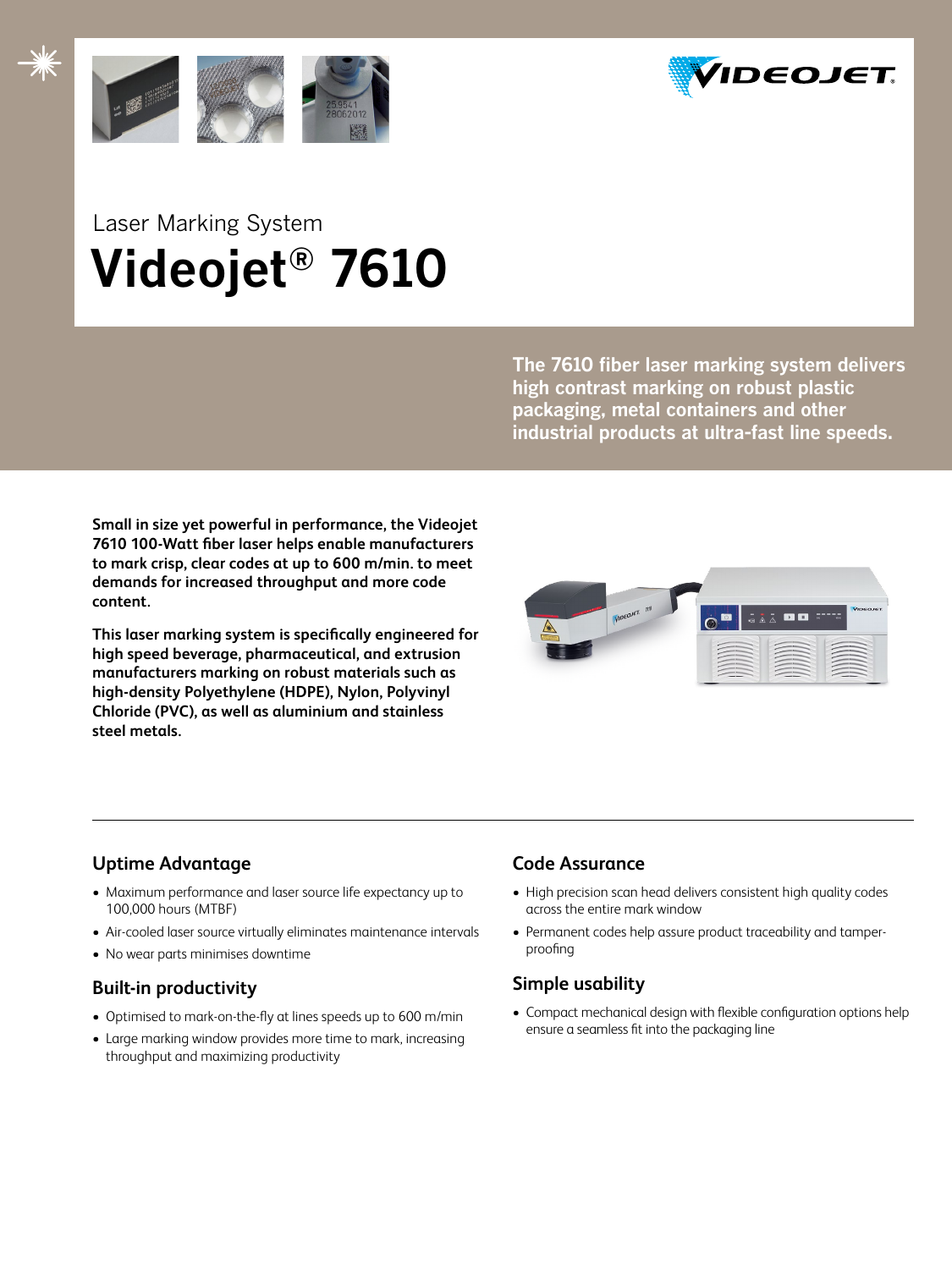Laser Marking System

# Videojet® 7610

**The 7610 fiber laser marking system delivers high contrast marking on robust plastic packaging, metal containers and other industrial products at ultra-fast line speeds.**

**Small in size yet powerful in performance, the Videojet 7610 100-Watt fiber laser helps enable manufacturers to mark crisp, clear codes at up to 600 m/min. to meet demands for increased throughput and more code content.**

**This laser marking system is specifically engineered for high speed beverage, pharmaceutical, and extrusion manufacturers marking on robust materials such as high-density Polyethylene (HDPE), Nylon, Polyvinyl Chloride (PVC), as well as aluminium and stainless steel metals.**

## Uptime Advantage

- Maximum performance and laser source life expectancy up to 100,000 hours (MTBF)
- Air-cooled laser source virtually eliminates maintenance intervals
- No wear parts minimises downtime

## Built-in productivity

- Optimised to mark-on-the-fly at lines speeds up to 600 m/min
- Large marking window provides more time to mark, increasing throughput and maximizing productivity

## Code Assurance

- High precision scan head delivers consistent high quality codes across the entire mark window
- Permanent codes help assure product traceability and tamper-proofing

## Simple usability

- Compact mechanical design with flexible configuration options help ensure a seamless fit into the packaging line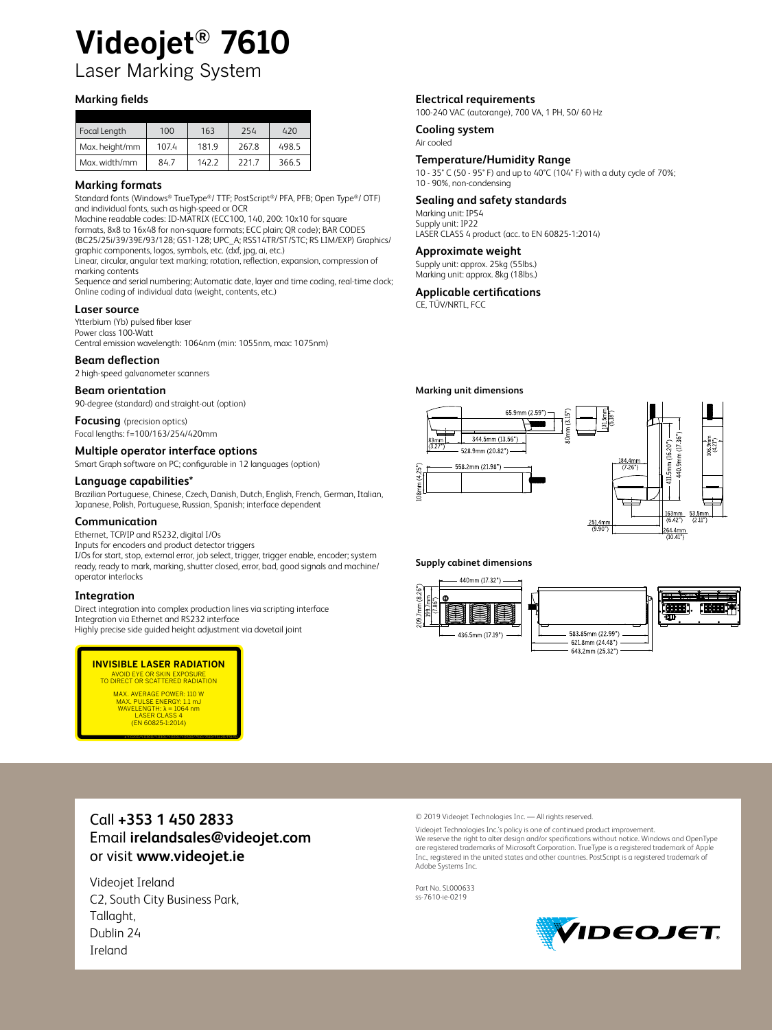# Videojet® 7610

Laser Marking System

### Marking fields

| Focal Length | 100 | 163 | 254 | 420 |
|---|---|---|---|---|
| Max. height/mm | 107.4 | 181.9 | 267.8 | 498.5 |
| Max. width/mm | 84.7 | 142.2 | 221.7 | 366.5 |

### Marking formats

Standard fonts (Windows® TrueType®/ TTF; PostScript®/ PFA, PFB; Open Type®/ OTF) and individual fonts, such as high-speed or OCR

Machine readable codes: ID-MATRIX (ECC100, 140, 200: 10x10 for square formats, 8x8 to 16x48 for non-square formats; ECC plain; QR code); BAR CODES (BC25/25i/39/39E/93/128; GS1-128; UPC_A; RSS14TR/ST/STC; RS LIM/EXP) Graphics/ graphic components, logos, symbols, etc. (dxf, jpg, ai, etc.)

Linear, circular, angular text marking; rotation, reflection, expansion, compression of marking contents

Sequence and serial numbering; Automatic date, layer and time coding, real-time clock; Online coding of individual data (weight, contents, etc.)

### Laser source

Ytterbium (Yb) pulsed fiber laser
Power class 100-Watt
Central emission wavelength: 1064nm (min: 1055nm, max: 1075nm)

### Beam deflection

2 high-speed galvanometer scanners

### Beam orientation

90-degree (standard) and straight-out (option)

### Focusing (precision optics)

Focal lengths: f=100/163/254/420mm

### Multiple operator interface options

Smart Graph software on PC; configurable in 12 languages (option)

### Language capabilities*

Brazilian Portuguese, Chinese, Czech, Danish, Dutch, English, French, German, Italian, Japanese, Polish, Portuguese, Russian, Spanish; interface dependent

### Communication

Ethernet, TCP/IP and RS232, digital I/Os
Inputs for encoders and product detector triggers
I/Os for start, stop, external error, job select, trigger, trigger enable, encoder; system ready, ready to mark, marking, shutter closed, error, bad, good signals and machine/ operator interlocks

### Integration

Direct integration into complex production lines via scripting interface
Integration via Ethernet and RS232 interface
Highly precise side guided height adjustment via dovetail joint

INVISIBLE LASER RADIATION
AVOID EYE OR SKIN EXPOSURE
TO DIRECT OR SCATTERED RADIATION
MAX. AVERAGE POWER: 110 W
MAX. PULSE ENERGY: 1.1 mJ
WAVELENGTH: λ = 1064 nm
LASER CLASS 4
(EN 60825-1:2014)

### Electrical requirements

100-240 VAC (autorange), 700 VA, 1 PH, 50/ 60 Hz

### Cooling system

Air cooled

### Temperature/Humidity Range

10 - 35° C (50 - 95° F) and up to 40°C (104° F) with a duty cycle of 70%;
10 - 90%, non-condensing

### Sealing and safety standards

Marking unit: IP54
Supply unit: IP22
LASER CLASS 4 product (acc. to EN 60825-1:2014)

### Approximate weight

Supply unit: approx. 25kg (55lbs.)
Marking unit: approx. 8kg (18lbs.)

### Applicable certifications

CE, TÜV/NRTL, FCC

**Marking unit dimensions**

65.9mm (2.59")
80mm (3.15")
131.5mm (5.18")
83mm (3.27")
344.5mm (13.56")
528.9mm (20.82")
558.2mm (21.98")
108mm (4.25")
184.4mm (7.26")
411.5mm (16.20")
440.9mm (17.36")
106.9mm (4.21")
163mm (6.42")
53.5mm (2.11")
251.4mm (9.90")
264.4mm (10.41")

**Supply cabinet dimensions**

440mm (17.32")
209.7mm (8.26")
199.7mm (7.86")
436.5mm (17.19")
583.85mm (22.99")
621.8mm (24.48")
643.2mm (25.32")

Call **+353 1 450 2833**
Email **irelandsales@videojet.com**
or visit **www.videojet.ie**

Videojet Ireland
C2, South City Business Park,
Tallaght,
Dublin 24
Ireland

© 2019 Videojet Technologies Inc. — All rights reserved.

Videojet Technologies Inc.'s policy is one of continued product improvement. We reserve the right to alter design and/or specifications without notice. Windows and OpenType are registered trademarks of Microsoft Corporation. TrueType is a registered trademark of Apple Inc., registered in the united states and other countries. PostScript is a registered trademark of Adobe Systems Inc.

Part No. SL000633
ss-7610-ie-0219

VIDEOJET.